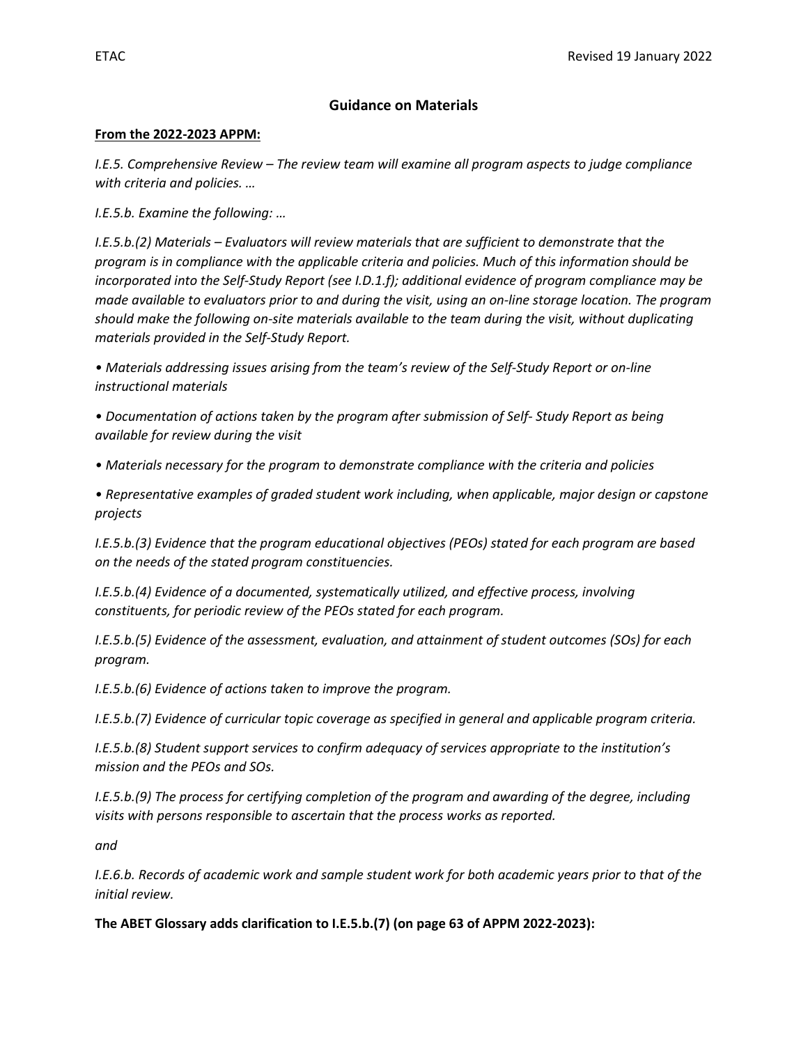## Guidance on Materials

**From the 2022-2023 APPM:**

*I.E.5. Comprehensive Review – The review team will examine all program aspects to judge compliance with criteria and policies. …*

*I.E.5.b. Examine the following: …*

*I.E.5.b.(2) Materials – Evaluators will review materials that are sufficient to demonstrate that the program is in compliance with the applicable criteria and policies. Much of this information should be incorporated into the Self-Study Report (see I.D.1.f); additional evidence of program compliance may be made available to evaluators prior to and during the visit, using an on-line storage location. The program should make the following on-site materials available to the team during the visit, without duplicating materials provided in the Self-Study Report.*

- *Materials addressing issues arising from the team's review of the Self-Study Report or on-line instructional materials*
- *Documentation of actions taken by the program after submission of Self- Study Report as being available for review during the visit*
- *Materials necessary for the program to demonstrate compliance with the criteria and policies*
- *Representative examples of graded student work including, when applicable, major design or capstone projects*

*I.E.5.b.(3) Evidence that the program educational objectives (PEOs) stated for each program are based on the needs of the stated program constituencies.*

*I.E.5.b.(4) Evidence of a documented, systematically utilized, and effective process, involving constituents, for periodic review of the PEOs stated for each program.*

*I.E.5.b.(5) Evidence of the assessment, evaluation, and attainment of student outcomes (SOs) for each program.*

*I.E.5.b.(6) Evidence of actions taken to improve the program.*

*I.E.5.b.(7) Evidence of curricular topic coverage as specified in general and applicable program criteria.*

*I.E.5.b.(8) Student support services to confirm adequacy of services appropriate to the institution's mission and the PEOs and SOs.*

*I.E.5.b.(9) The process for certifying completion of the program and awarding of the degree, including visits with persons responsible to ascertain that the process works as reported.*

*and*

*I.E.6.b. Records of academic work and sample student work for both academic years prior to that of the initial review.*

**The ABET Glossary adds clarification to I.E.5.b.(7) (on page 63 of APPM 2022-2023):**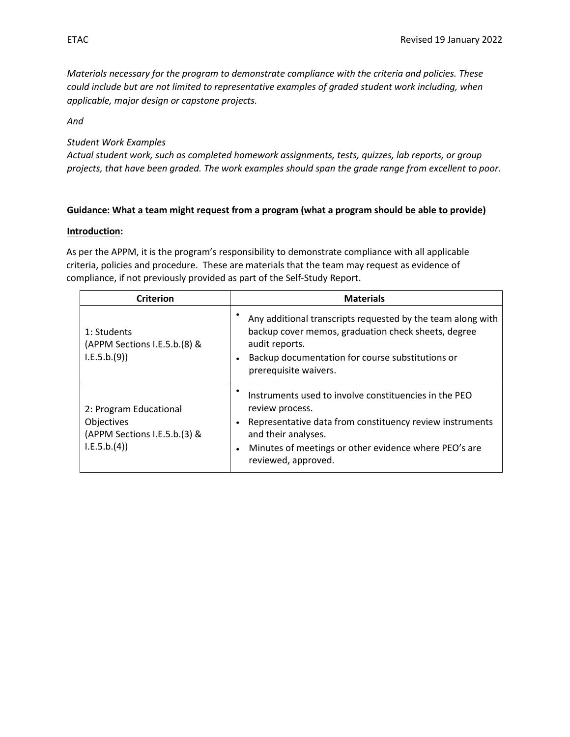*Materials necessary for the program to demonstrate compliance with the criteria and policies. These could include but are not limited to representative examples of graded student work including, when applicable, major design or capstone projects.*

*And*

*Student Work Examples*
*Actual student work, such as completed homework assignments, tests, quizzes, lab reports, or group projects, that have been graded. The work examples should span the grade range from excellent to poor.*

**Guidance: What a team might request from a program (what a program should be able to provide)**

**Introduction:**

As per the APPM, it is the program's responsibility to demonstrate compliance with all applicable criteria, policies and procedure. These are materials that the team may request as evidence of compliance, if not previously provided as part of the Self-Study Report.

| Criterion | Materials |
|---|---|
| 1: Students (APPM Sections I.E.5.b.(8) & I.E.5.b.(9)) | • Any additional transcripts requested by the team along with backup cover memos, graduation check sheets, degree audit reports.<br>• Backup documentation for course substitutions or prerequisite waivers. |
| 2: Program Educational Objectives (APPM Sections I.E.5.b.(3) & I.E.5.b.(4)) | • Instruments used to involve constituencies in the PEO review process.<br>• Representative data from constituency review instruments and their analyses.<br>• Minutes of meetings or other evidence where PEO's are reviewed, approved. |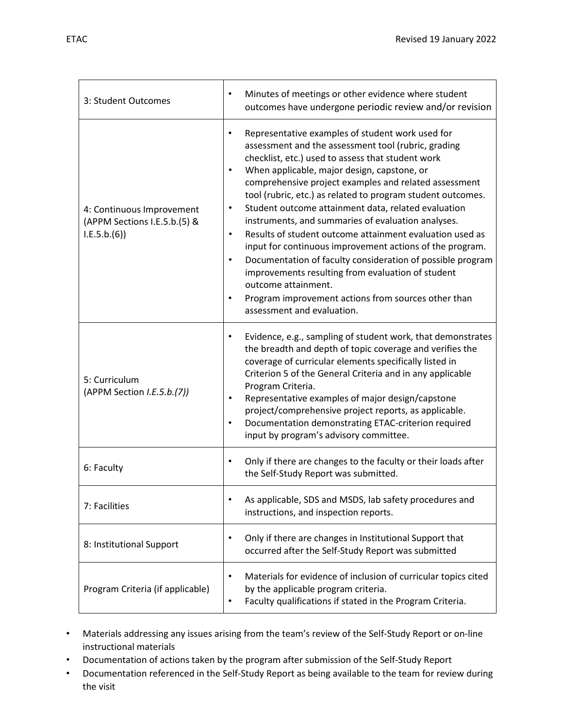| | |
|---|---|
| 3: Student Outcomes | • Minutes of meetings or other evidence where student outcomes have undergone periodic review and/or revision |
| 4: Continuous Improvement (APPM Sections I.E.5.b.(5) & I.E.5.b.(6)) | • Representative examples of student work used for assessment and the assessment tool (rubric, grading checklist, etc.) used to assess that student work<br>• When applicable, major design, capstone, or comprehensive project examples and related assessment tool (rubric, etc.) as related to program student outcomes.<br>• Student outcome attainment data, related evaluation instruments, and summaries of evaluation analyses.<br>• Results of student outcome attainment evaluation used as input for continuous improvement actions of the program.<br>• Documentation of faculty consideration of possible program improvements resulting from evaluation of student outcome attainment.<br>• Program improvement actions from sources other than assessment and evaluation. |
| 5: Curriculum (APPM Section *I.E.5.b.(7))* | • Evidence, e.g., sampling of student work, that demonstrates the breadth and depth of topic coverage and verifies the coverage of curricular elements specifically listed in Criterion 5 of the General Criteria and in any applicable Program Criteria.<br>• Representative examples of major design/capstone project/comprehensive project reports, as applicable.<br>• Documentation demonstrating ETAC-criterion required input by program's advisory committee. |
| 6: Faculty | • Only if there are changes to the faculty or their loads after the Self-Study Report was submitted. |
| 7: Facilities | • As applicable, SDS and MSDS, lab safety procedures and instructions, and inspection reports. |
| 8: Institutional Support | • Only if there are changes in Institutional Support that occurred after the Self-Study Report was submitted |
| Program Criteria (if applicable) | • Materials for evidence of inclusion of curricular topics cited by the applicable program criteria.<br>• Faculty qualifications if stated in the Program Criteria. |

- Materials addressing any issues arising from the team's review of the Self-Study Report or on-line instructional materials
- Documentation of actions taken by the program after submission of the Self-Study Report
- Documentation referenced in the Self-Study Report as being available to the team for review during the visit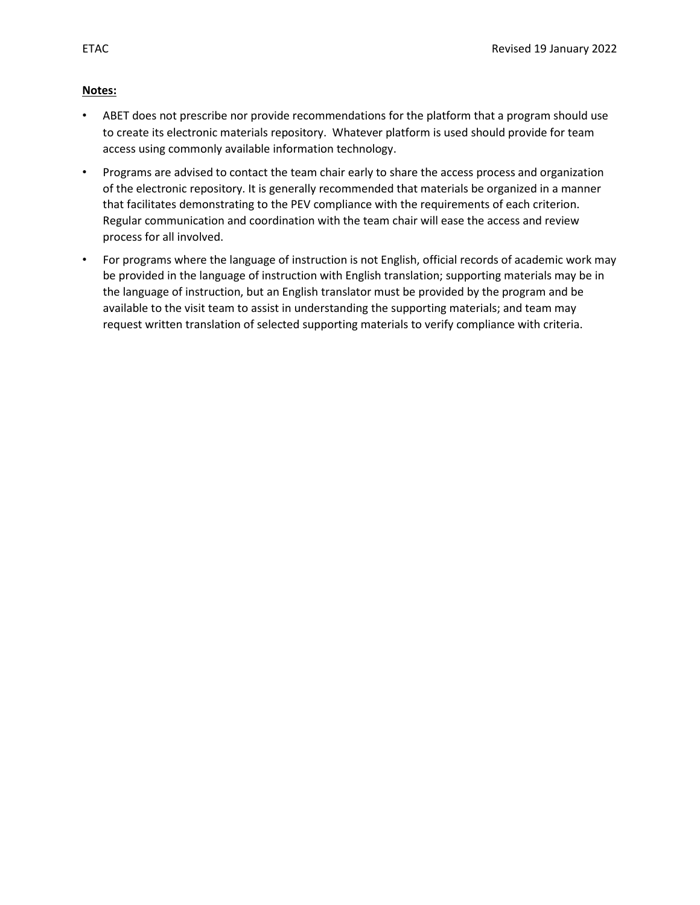**Notes:**

- ABET does not prescribe nor provide recommendations for the platform that a program should use to create its electronic materials repository. Whatever platform is used should provide for team access using commonly available information technology.
- Programs are advised to contact the team chair early to share the access process and organization of the electronic repository. It is generally recommended that materials be organized in a manner that facilitates demonstrating to the PEV compliance with the requirements of each criterion. Regular communication and coordination with the team chair will ease the access and review process for all involved.
- For programs where the language of instruction is not English, official records of academic work may be provided in the language of instruction with English translation; supporting materials may be in the language of instruction, but an English translator must be provided by the program and be available to the visit team to assist in understanding the supporting materials; and team may request written translation of selected supporting materials to verify compliance with criteria.